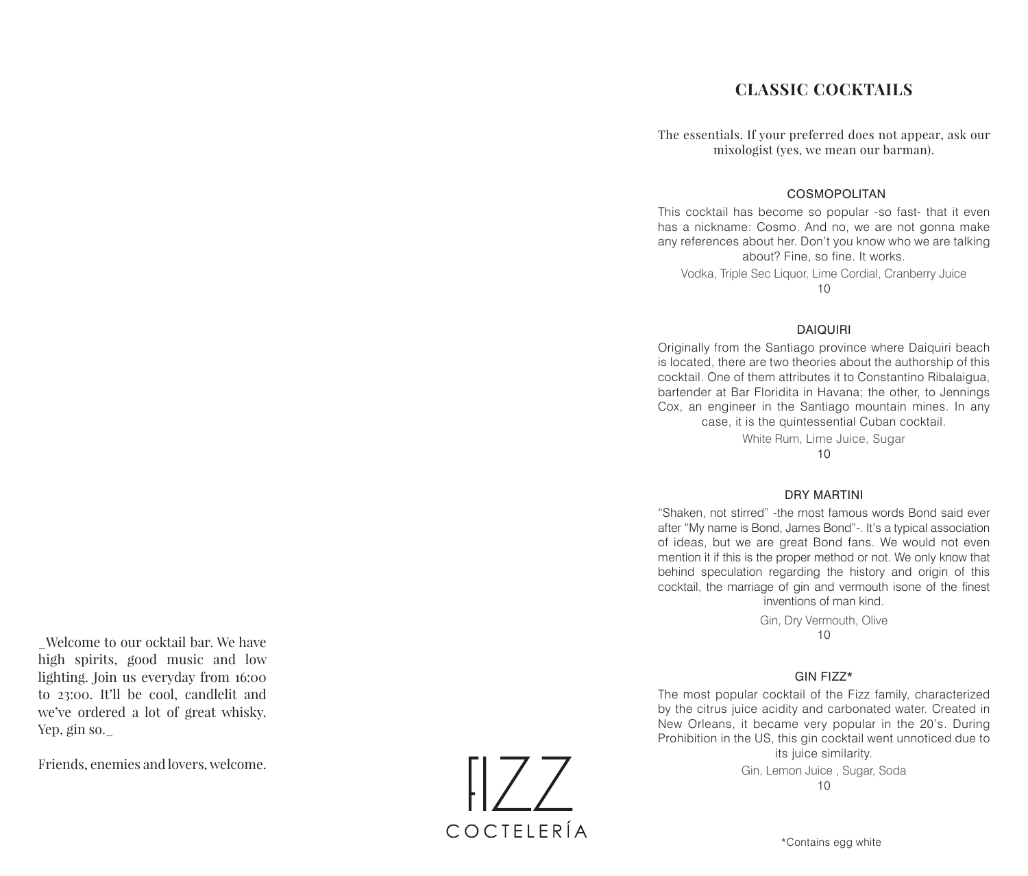_Welcome to our ocktail bar. We have high spirits, good music and low lighting. Join us everyday from 16:00 to 23:00. It'll be cool, candlelit and we've ordered a lot of great whisky. Yep, gin so._

Friends, enemies and lovers, welcome.

FIZZ

COCTELERÍA

# CLASSIC COCKTAILS

The essentials. If your preferred does not appear, ask our mixologist (yes, we mean our barman).

### COSMOPOLITAN

This cocktail has become so popular -so fast- that it even has a nickname: Cosmo. And no, we are not gonna make any references about her. Don't you know who we are talking about? Fine, so fine. It works.

Vodka, Triple Sec Liquor, Lime Cordial, Cranberry Juice

10

### DAIQUIRI

Originally from the Santiago province where Daiquiri beach is located, there are two theories about the authorship of this cocktail. One of them attributes it to Constantino Ribalaigua, bartender at Bar Floridita in Havana; the other, to Jennings Cox, an engineer in the Santiago mountain mines. In any case, it is the quintessential Cuban cocktail.

White Rum, Lime Juice, Sugar

10

### DRY MARTINI

"Shaken, not stirred" -the most famous words Bond said ever after "My name is Bond, James Bond"-. It's a typical association of ideas, but we are great Bond fans. We would not even mention it if this is the proper method or not. We only know that behind speculation regarding the history and origin of this cocktail, the marriage of gin and vermouth isone of the finest inventions of man kind.

Gin, Dry Vermouth, Olive

10

### GIN FIZZ*

The most popular cocktail of the Fizz family, characterized by the citrus juice acidity and carbonated water. Created in New Orleans, it became very popular in the 20's. During Prohibition in the US, this gin cocktail went unnoticed due to its juice similarity.

Gin, Lemon Juice , Sugar, Soda

10

*Contains egg white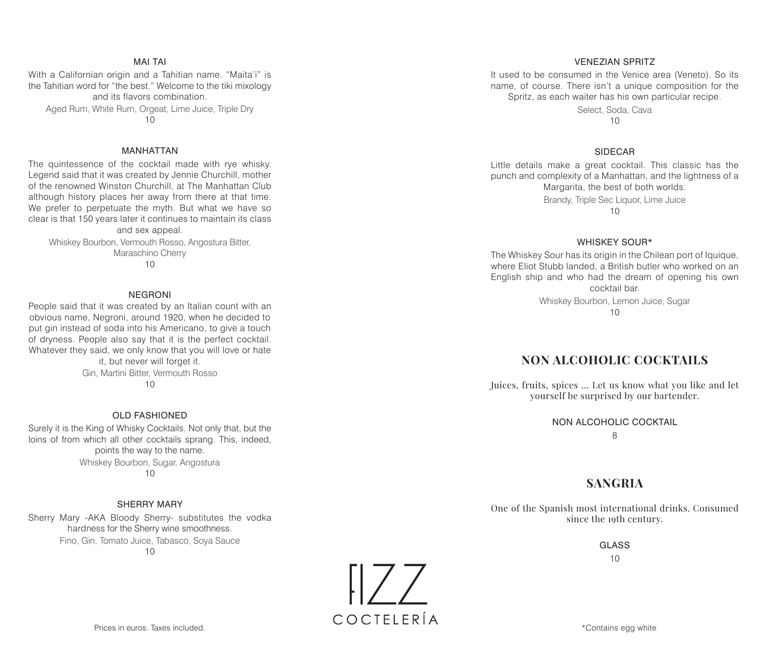### MAI TAI

With a Californian origin and a Tahitian name. "Maita'i" is the Tahitian word for "the best." Welcome to the tiki mixology and its flavors combination.

Aged Rum, White Rum, Orgeat, Lime Juice, Triple Dry

10

### MANHATTAN

The quintessence of the cocktail made with rye whisky. Legend said that it was created by Jennie Churchill, mother of the renowned Winston Churchill, at The Manhattan Club although history places her away from there at that time. We prefer to perpetuate the myth. But what we have so clear is that 150 years later it continues to maintain its class and sex appeal.

Whiskey Bourbon, Vermouth Rosso, Angostura Bitter, Maraschino Cherry

10

### NEGRONI

People said that it was created by an Italian count with an obvious name, Negroni, around 1920, when he decided to put gin instead of soda into his Americano, to give a touch of dryness. People also say that it is the perfect cocktail. Whatever they said, we only know that you will love or hate it, but never will forget it.

Gin, Martini Bitter, Vermouth Rosso

10

### OLD FASHIONED

Surely it is the King of Whisky Cocktails. Not only that, but the loins of from which all other cocktails sprang. This, indeed, points the way to the name.

Whiskey Bourbon, Sugar, Angostura

10

### SHERRY MARY

Sherry Mary -AKA Bloody Sherry- substitutes the vodka hardness for the Sherry wine smoothness.

Fino, Gin, Tomato Juice, Tabasco, Soya Sauce

10

### VENEZIAN SPRITZ

It used to be consumed in the Venice area (Veneto). So its name, of course. There isn't a unique composition for the Spritz, as each waiter has his own particular recipe.

Select, Soda, Cava

10

### SIDECAR

Little details make a great cocktail. This classic has the punch and complexity of a Manhattan, and the lightness of a Margarita, the best of both worlds.

Brandy, Triple Sec Liquor, Lime Juice

10

### WHISKEY SOUR*

The Whiskey Sour has its origin in the Chilean port of Iquique, where Eliot Stubb landed, a British butler who worked on an English ship and who had the dream of opening his own cocktail bar.

Whiskey Bourbon, Lemon Juice, Sugar

10

## NON ALCOHOLIC COCKTAILS

Juices, fruits, spices ... Let us know what you like and let yourself be surprised by our bartender.

### NON ALCOHOLIC COCKTAIL

8

## SANGRIA

One of the Spanish most international drinks. Consumed since the 19th century.

### GLASS

10

FIZZ COCTELERÍA

Prices in euros. Taxes included.

*Contains egg white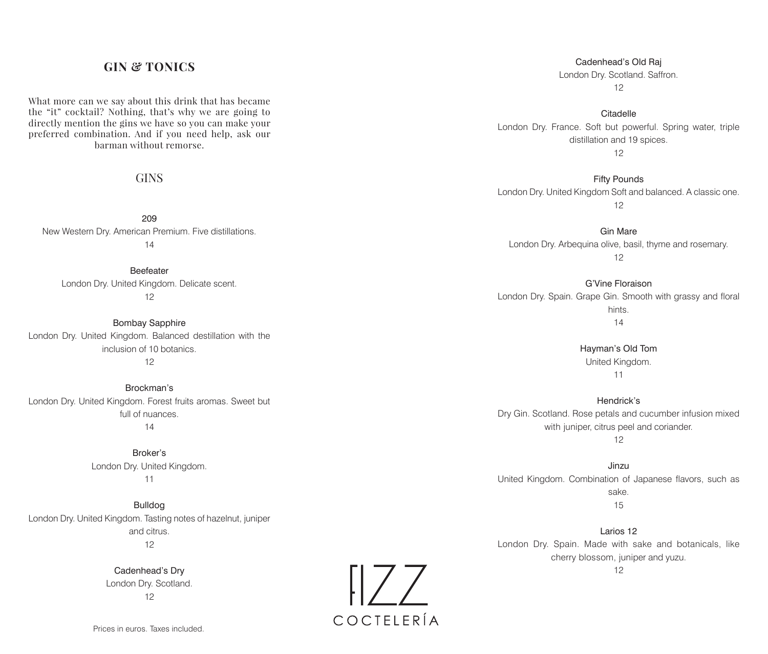## GIN & TONICS

What more can we say about this drink that has became the "it" cocktail? Nothing, that's why we are going to directly mention the gins we have so you can make your preferred combination. And if you need help, ask our barman without remorse.

### GINS

**209**
New Western Dry. American Premium. Five distillations.
14

**Beefeater**
London Dry. United Kingdom. Delicate scent.
12

**Bombay Sapphire**
London Dry. United Kingdom. Balanced destillation with the inclusion of 10 botanics.
12

**Brockman's**
London Dry. United Kingdom. Forest fruits aromas. Sweet but full of nuances.
14

**Broker's**
London Dry. United Kingdom.
11

**Bulldog**
London Dry. United Kingdom. Tasting notes of hazelnut, juniper and citrus.
12

**Cadenhead's Dry**
London Dry. Scotland.
12

**Cadenhead's Old Raj**
London Dry. Scotland. Saffron.
12

**Citadelle**
London Dry. France. Soft but powerful. Spring water, triple distillation and 19 spices.
12

**Fifty Pounds**
London Dry. United Kingdom Soft and balanced. A classic one.
12

**Gin Mare**
London Dry. Arbequina olive, basil, thyme and rosemary.
12

**G'Vine Floraison**
London Dry. Spain. Grape Gin. Smooth with grassy and floral hints.
14

**Hayman's Old Tom**
United Kingdom.
11

**Hendrick's**
Dry Gin. Scotland. Rose petals and cucumber infusion mixed with juniper, citrus peel and coriander.
12

**Jinzu**
United Kingdom. Combination of Japanese flavors, such as sake.
15

**Larios 12**
London Dry. Spain. Made with sake and botanicals, like cherry blossom, juniper and yuzu.
12

Prices in euros. Taxes included.

FIZZ COCTELERÍA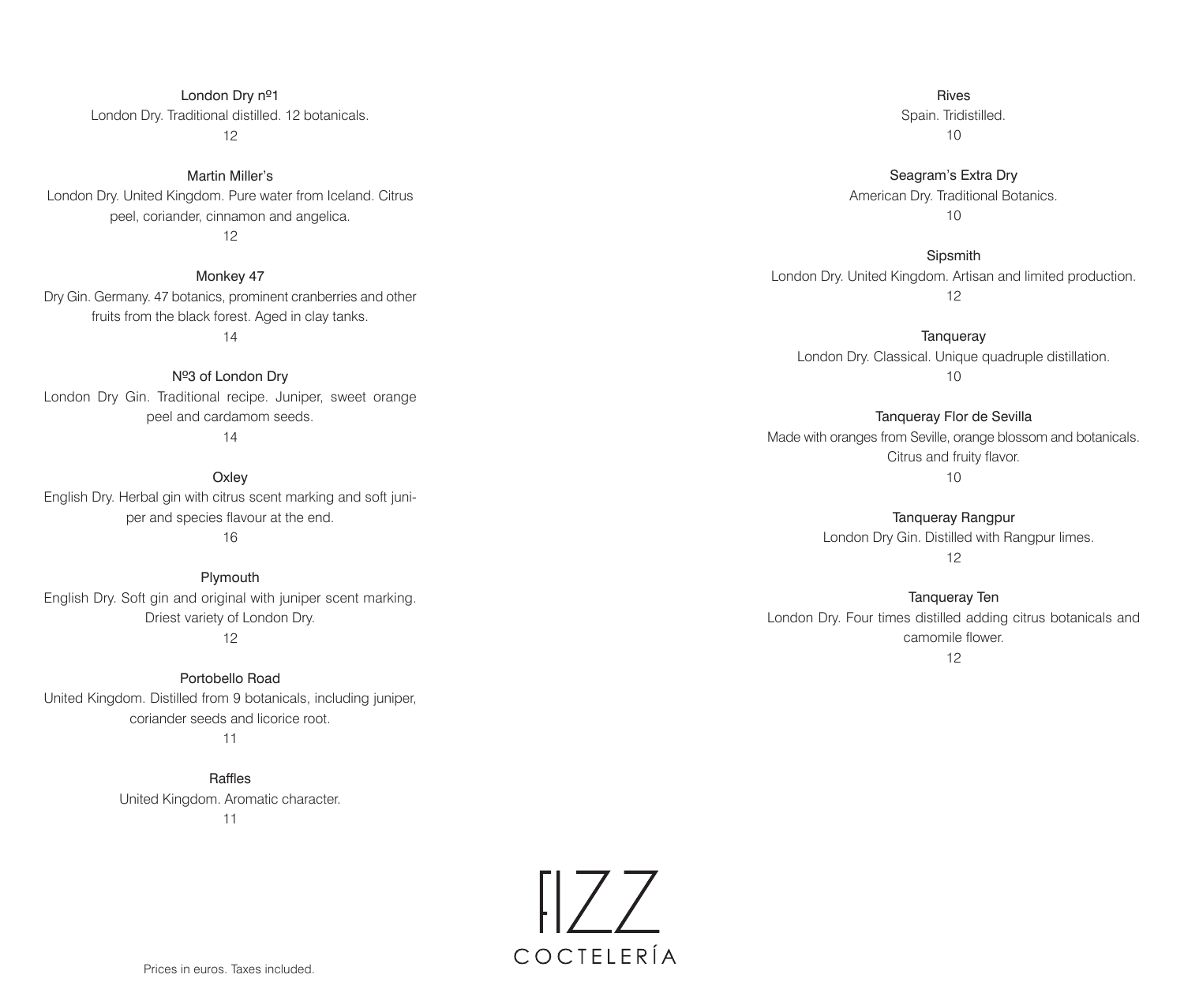**London Dry nº1**
London Dry. Traditional distilled. 12 botanicals.
12

**Martin Miller's**
London Dry. United Kingdom. Pure water from Iceland. Citrus peel, coriander, cinnamon and angelica.
12

**Monkey 47**
Dry Gin. Germany. 47 botanics, prominent cranberries and other fruits from the black forest. Aged in clay tanks.
14

**Nº3 of London Dry**
London Dry Gin. Traditional recipe. Juniper, sweet orange peel and cardamom seeds.
14

**Oxley**
English Dry. Herbal gin with citrus scent marking and soft juniper and species flavour at the end.
16

**Plymouth**
English Dry. Soft gin and original with juniper scent marking. Driest variety of London Dry.
12

**Portobello Road**
United Kingdom. Distilled from 9 botanicals, including juniper, coriander seeds and licorice root.
11

**Raffles**
United Kingdom. Aromatic character.
11

**Rives**
Spain. Tridistilled.
10

**Seagram's Extra Dry**
American Dry. Traditional Botanics.
10

**Sipsmith**
London Dry. United Kingdom. Artisan and limited production.
12

**Tanqueray**
London Dry. Classical. Unique quadruple distillation.
10

**Tanqueray Flor de Sevilla**
Made with oranges from Seville, orange blossom and botanicals. Citrus and fruity flavor.
10

**Tanqueray Rangpur**
London Dry Gin. Distilled with Rangpur limes.
12

**Tanqueray Ten**
London Dry. Four times distilled adding citrus botanicals and camomile flower.
12

Prices in euros. Taxes included.

FIZZ COCTELERÍA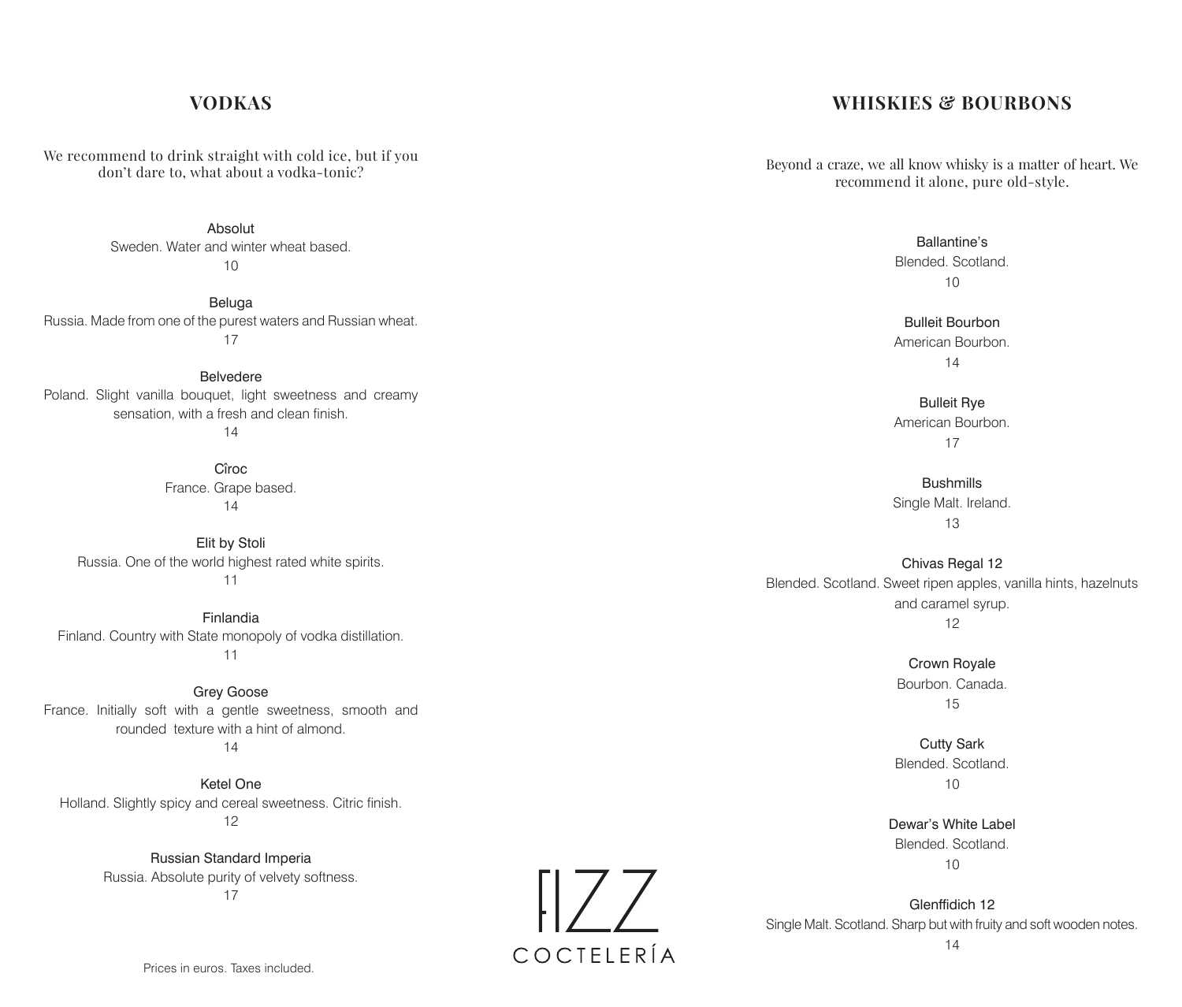## VODKAS

We recommend to drink straight with cold ice, but if you don't dare to, what about a vodka-tonic?

Absolut
Sweden. Water and winter wheat based.
10

Beluga
Russia. Made from one of the purest waters and Russian wheat.
17

Belvedere
Poland. Slight vanilla bouquet, light sweetness and creamy sensation, with a fresh and clean finish.
14

Cîroc
France. Grape based.
14

Elit by Stoli
Russia. One of the world highest rated white spirits.
11

Finlandia
Finland. Country with State monopoly of vodka distillation.
11

Grey Goose
France. Initially soft with a gentle sweetness, smooth and rounded texture with a hint of almond.
14

Ketel One
Holland. Slightly spicy and cereal sweetness. Citric finish.
12

Russian Standard Imperia
Russia. Absolute purity of velvety softness.
17

Prices in euros. Taxes included.

## WHISKIES & BOURBONS

Beyond a craze, we all know whisky is a matter of heart. We recommend it alone, pure old-style.

Ballantine's
Blended. Scotland.
10

Bulleit Bourbon
American Bourbon.
14

Bulleit Rye
American Bourbon.
17

Bushmills
Single Malt. Ireland.
13

Chivas Regal 12
Blended. Scotland. Sweet ripen apples, vanilla hints, hazelnuts and caramel syrup.
12

Crown Royale
Bourbon. Canada.
15

Cutty Sark
Blended. Scotland.
10

Dewar's White Label
Blended. Scotland.
10

Glenffidich 12
Single Malt. Scotland. Sharp but with fruity and soft wooden notes.
14

FIZZ
COCTELERÍA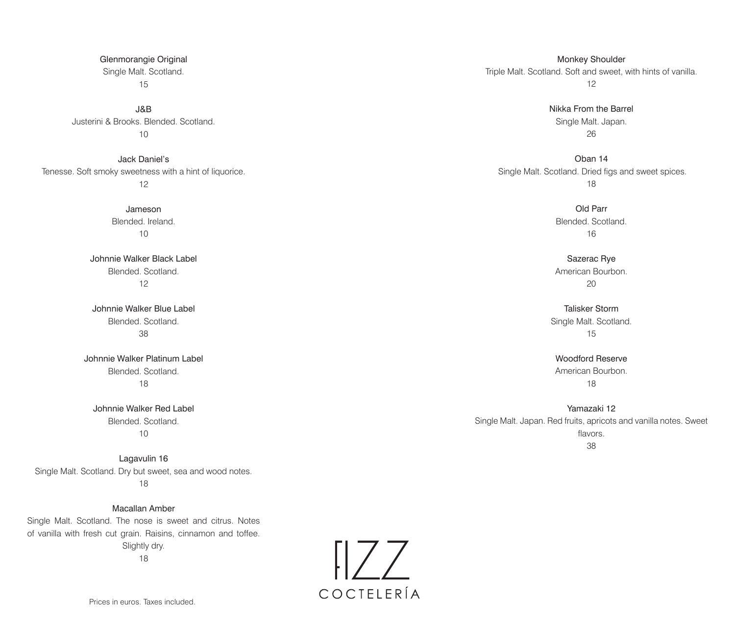**Glenmorangie Original**
Single Malt. Scotland.
15

**J&B**
Justerini & Brooks. Blended. Scotland.
10

**Jack Daniel's**
Tenesse. Soft smoky sweetness with a hint of liquorice.
12

**Jameson**
Blended. Ireland.
10

**Johnnie Walker Black Label**
Blended. Scotland.
12

**Johnnie Walker Blue Label**
Blended. Scotland.
38

**Johnnie Walker Platinum Label**
Blended. Scotland.
18

**Johnnie Walker Red Label**
Blended. Scotland.
10

**Lagavulin 16**
Single Malt. Scotland. Dry but sweet, sea and wood notes.
18

**Macallan Amber**
Single Malt. Scotland. The nose is sweet and citrus. Notes of vanilla with fresh cut grain. Raisins, cinnamon and toffee. Slightly dry.
18

**Monkey Shoulder**
Triple Malt. Scotland. Soft and sweet, with hints of vanilla.
12

**Nikka From the Barrel**
Single Malt. Japan.
26

**Oban 14**
Single Malt. Scotland. Dried figs and sweet spices.
18

**Old Parr**
Blended. Scotland.
16

**Sazerac Rye**
American Bourbon.
20

**Talisker Storm**
Single Malt. Scotland.
15

**Woodford Reserve**
American Bourbon.
18

**Yamazaki 12**
Single Malt. Japan. Red fruits, apricots and vanilla notes. Sweet flavors.
38

FIZZ
COCTELERÍA

Prices in euros. Taxes included.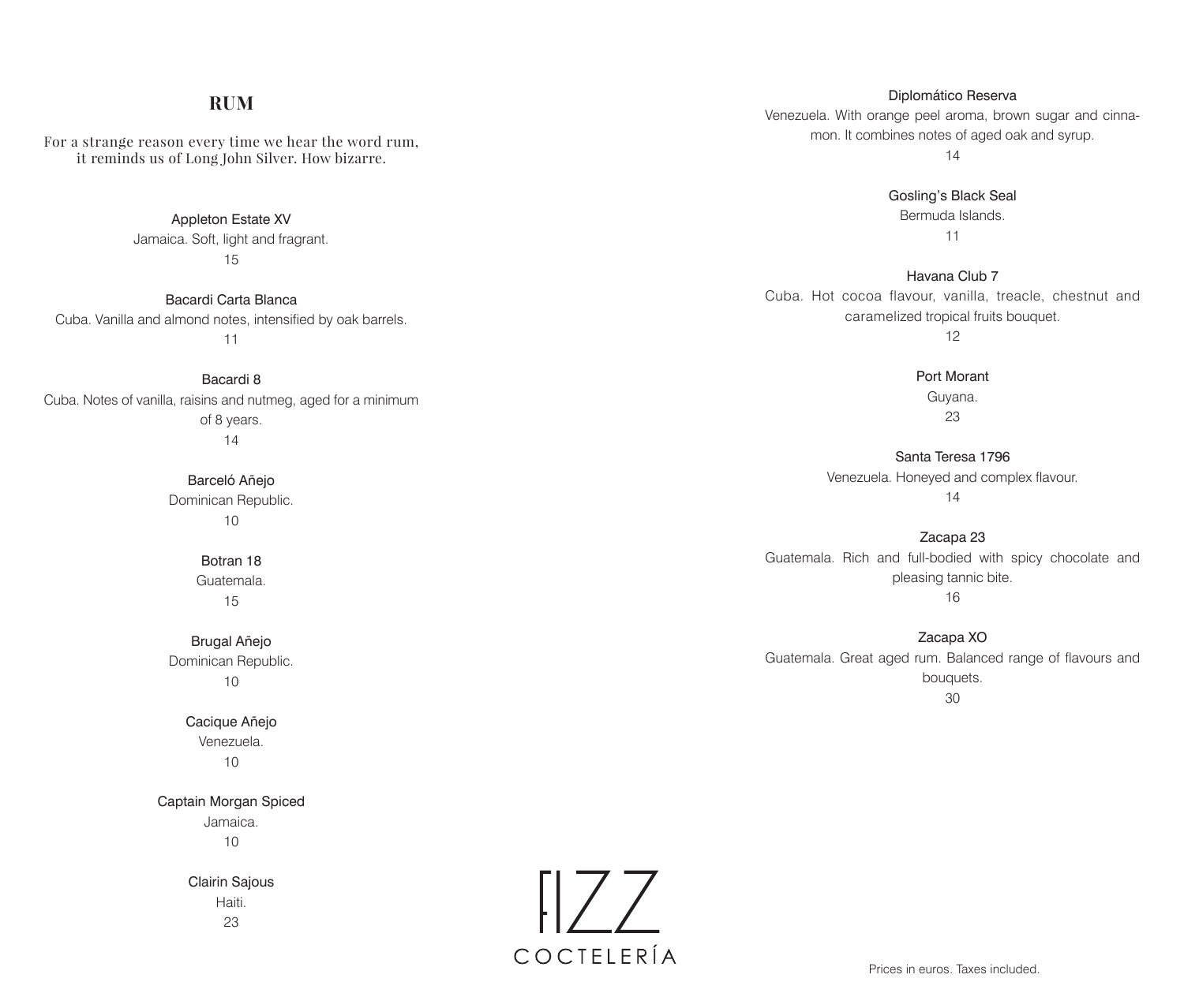## RUM

For a strange reason every time we hear the word rum, it reminds us of Long John Silver. How bizarre.

**Appleton Estate XV**
Jamaica. Soft, light and fragrant.
15

**Bacardi Carta Blanca**
Cuba. Vanilla and almond notes, intensified by oak barrels.
11

**Bacardi 8**
Cuba. Notes of vanilla, raisins and nutmeg, aged for a minimum of 8 years.
14

**Barceló Añejo**
Dominican Republic.
10

**Botran 18**
Guatemala.
15

**Brugal Añejo**
Dominican Republic.
10

**Cacique Añejo**
Venezuela.
10

**Captain Morgan Spiced**
Jamaica.
10

**Clairin Sajous**
Haiti.
23

**Diplomático Reserva**
Venezuela. With orange peel aroma, brown sugar and cinnamon. It combines notes of aged oak and syrup.
14

**Gosling's Black Seal**
Bermuda Islands.
11

**Havana Club 7**
Cuba. Hot cocoa flavour, vanilla, treacle, chestnut and caramelized tropical fruits bouquet.
12

**Port Morant**
Guyana.
23

**Santa Teresa 1796**
Venezuela. Honeyed and complex flavour.
14

**Zacapa 23**
Guatemala. Rich and full-bodied with spicy chocolate and pleasing tannic bite.
16

**Zacapa XO**
Guatemala. Great aged rum. Balanced range of flavours and bouquets.
30

FIZZ COCTELERÍA

Prices in euros. Taxes included.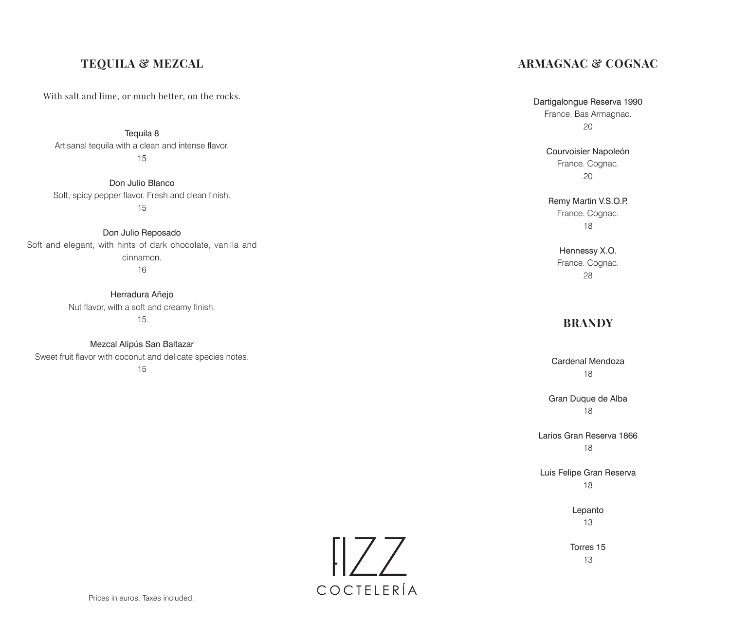## TEQUILA & MEZCAL

With salt and lime, or much better, on the rocks.

Tequila 8
Artisanal tequila with a clean and intense flavor.
15

Don Julio Blanco
Soft, spicy pepper flavor. Fresh and clean finish.
15

Don Julio Reposado
Soft and elegant, with hints of dark chocolate, vanilla and cinnamon.
16

Herradura Añejo
Nut flavor, with a soft and creamy finish.
15

Mezcal Alipús San Baltazar
Sweet fruit flavor with coconut and delicate species notes.
15

## ARMAGNAC & COGNAC

Dartigalongue Reserva 1990
France. Bas Armagnac.
20

Courvoisier Napoleón
France. Cognac.
20

Remy Martin V.S.O.P.
France. Cognac.
18

Hennessy X.O.
France. Cognac.
28

## BRANDY

Cardenal Mendoza
18

Gran Duque de Alba
18

Larios Gran Reserva 1866
18

Luis Felipe Gran Reserva
18

Lepanto
13

Torres 15
13

FIZZ
COCTELERÍA

Prices in euros. Taxes included.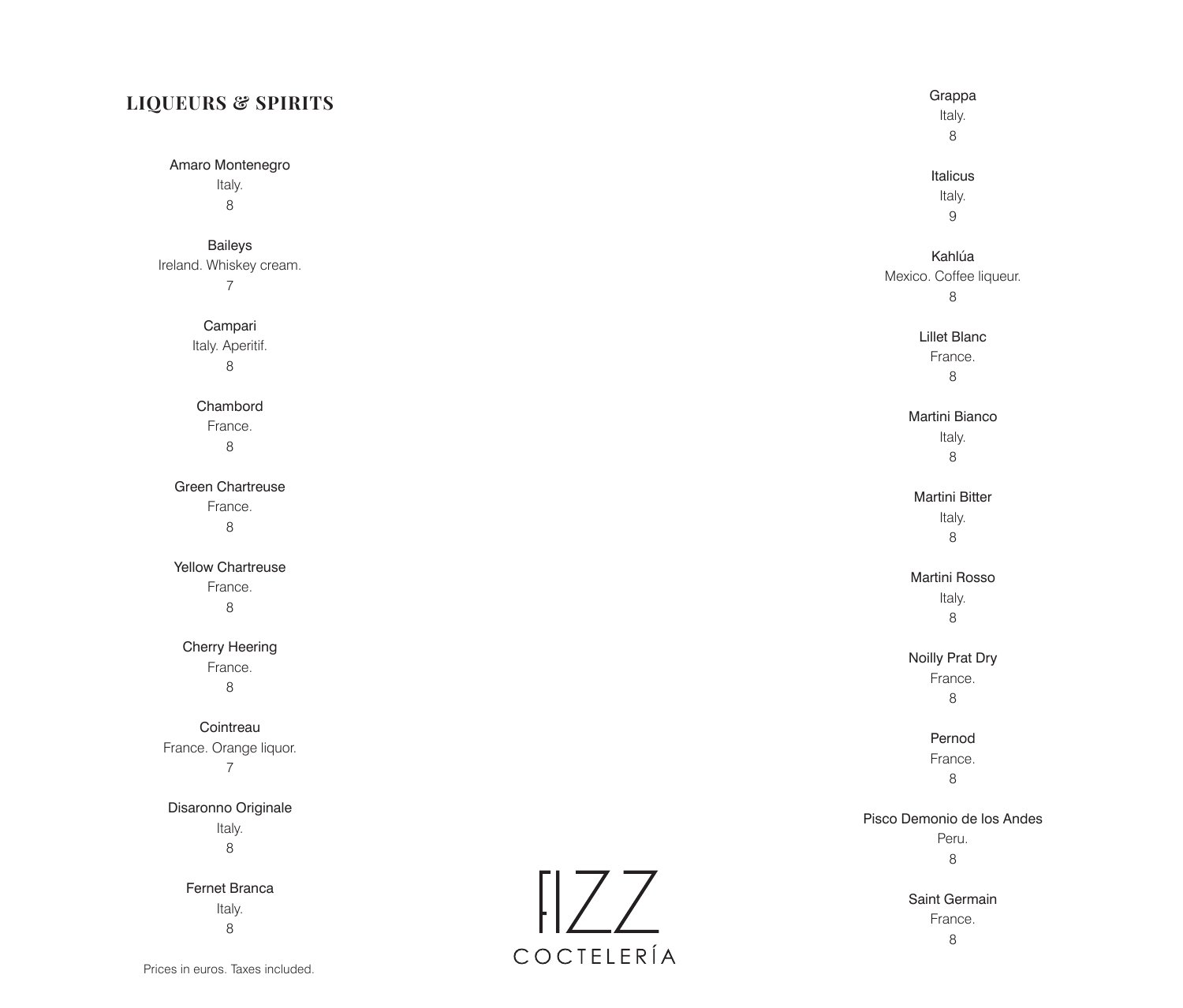## LIQUEURS & SPIRITS

Amaro Montenegro
Italy.
8

Baileys
Ireland. Whiskey cream.
7

Campari
Italy. Aperitif.
8

Chambord
France.
8

Green Chartreuse
France.
8

Yellow Chartreuse
France.
8

Cherry Heering
France.
8

Cointreau
France. Orange liquor.
7

Disaronno Originale
Italy.
8

Fernet Branca
Italy.
8

Grappa
Italy.
8

Italicus
Italy.
9

Kahlúa
Mexico. Coffee liqueur.
8

Lillet Blanc
France.
8

Martini Bianco
Italy.
8

Martini Bitter
Italy.
8

Martini Rosso
Italy.
8

Noilly Prat Dry
France.
8

Pernod
France.
8

Pisco Demonio de los Andes
Peru.
8

Saint Germain
France.
8

Prices in euros. Taxes included.

FIZZ
COCTELERÍA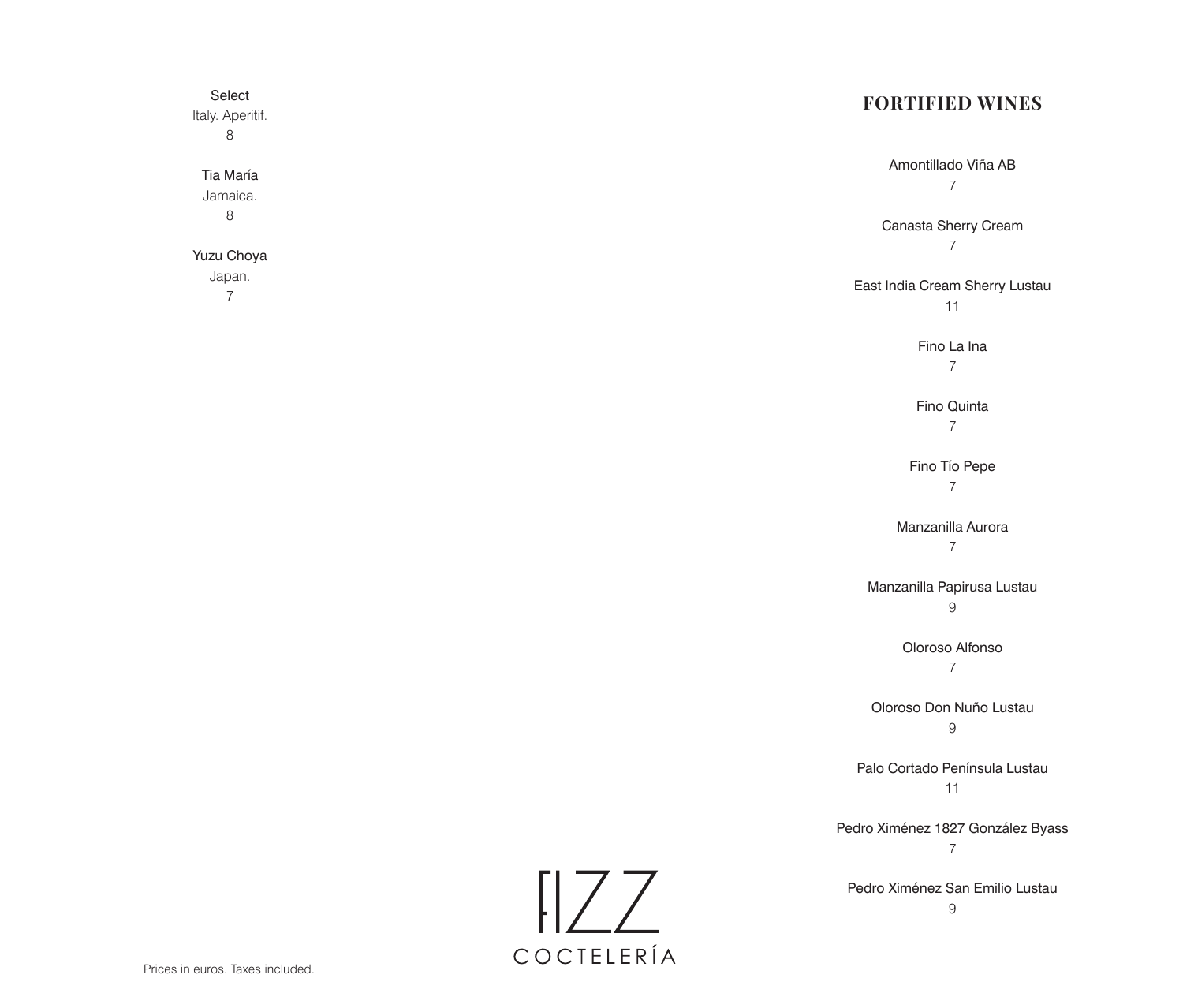Select
Italy. Aperitif.
8

Tia María
Jamaica.
8

Yuzu Choya
Japan.
7

## FORTIFIED WINES

Amontillado Viña AB
7

Canasta Sherry Cream
7

East India Cream Sherry Lustau
11

Fino La Ina
7

Fino Quinta
7

Fino Tío Pepe
7

Manzanilla Aurora
7

Manzanilla Papirusa Lustau
9

Oloroso Alfonso
7

Oloroso Don Nuño Lustau
9

Palo Cortado Península Lustau
11

Pedro Ximénez 1827 González Byass
7

Pedro Ximénez San Emilio Lustau
9

FIZZ
COCTELERÍA

Prices in euros. Taxes included.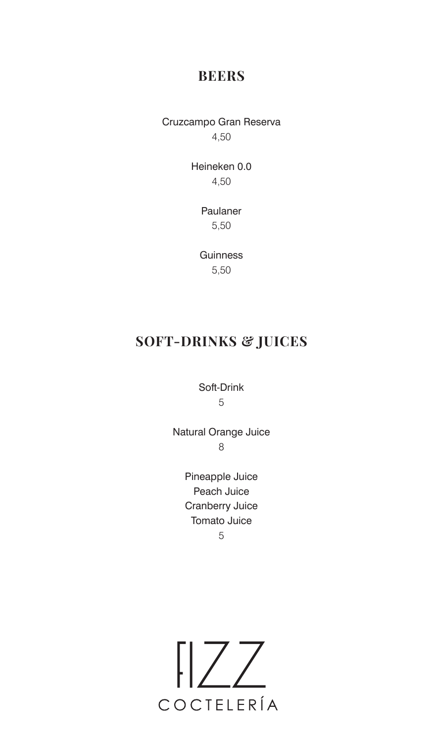## BEERS

Cruzcampo Gran Reserva
4,50

Heineken 0.0
4,50

Paulaner
5,50

Guinness
5,50

## SOFT-DRINKS & JUICES

Soft-Drink
5

Natural Orange Juice
8

Pineapple Juice
Peach Juice
Cranberry Juice
Tomato Juice
5

FIZZ
COCTELERÍA